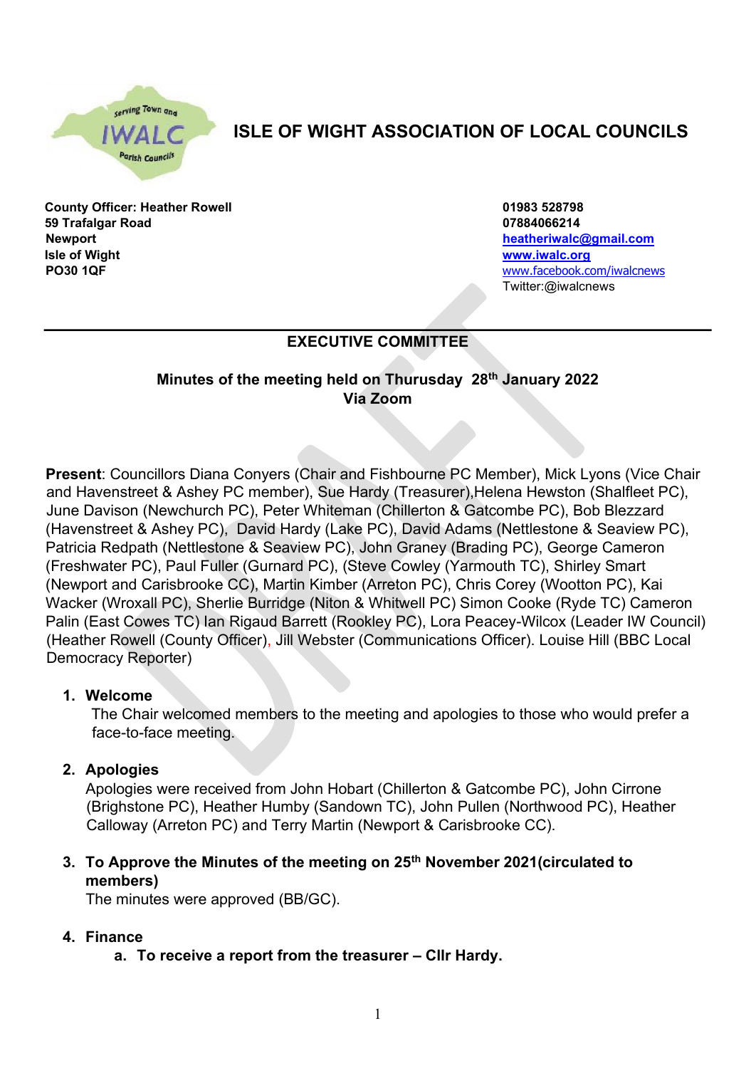# ISLE OF WIGHT ASSOCIATION OF LOCAL COUNCILS

**County Officer: Heather Rowell**
**59 Trafalgar Road**
**Newport**
**Isle of Wight**
**PO30 1QF**

**01983 528798**
**07884066214**
**heatheriwalc@gmail.com**
**www.iwalc.org**
www.facebook.com/iwalcnews
Twitter:@iwalcnews

---

## EXECUTIVE COMMITTEE

**Minutes of the meeting held on Thursday 28th January 2022**
**Via Zoom**

**Present**: Councillors Diana Conyers (Chair and Fishbourne PC Member), Mick Lyons (Vice Chair and Havenstreet & Ashey PC member), Sue Hardy (Treasurer),Helena Hewston (Shalfleet PC), June Davison (Newchurch PC), Peter Whiteman (Chillerton & Gatcombe PC), Bob Blezzard (Havenstreet & Ashey PC), David Hardy (Lake PC), David Adams (Nettlestone & Seaview PC), Patricia Redpath (Nettlestone & Seaview PC), John Graney (Brading PC), George Cameron (Freshwater PC), Paul Fuller (Gurnard PC), (Steve Cowley (Yarmouth TC), Shirley Smart (Newport and Carisbrooke CC), Martin Kimber (Arreton PC), Chris Corey (Wootton PC), Kai Wacker (Wroxall PC), Sherlie Burridge (Niton & Whitwell PC) Simon Cooke (Ryde TC) Cameron Palin (East Cowes TC) Ian Rigaud Barrett (Rookley PC), Lora Peacey-Wilcox (Leader IW Council) (Heather Rowell (County Officer), Jill Webster (Communications Officer). Louise Hill (BBC Local Democracy Reporter)

1. **Welcome**
   The Chair welcomed members to the meeting and apologies to those who would prefer a face-to-face meeting.

2. **Apologies**
   Apologies were received from John Hobart (Chillerton & Gatcombe PC), John Cirrone (Brighstone PC), Heather Humby (Sandown TC), John Pullen (Northwood PC), Heather Calloway (Arreton PC) and Terry Martin (Newport & Carisbrooke CC).

3. **To Approve the Minutes of the meeting on 25th November 2021(circulated to members)**
   The minutes were approved (BB/GC).

4. **Finance**
   a. **To receive a report from the treasurer – Cllr Hardy.**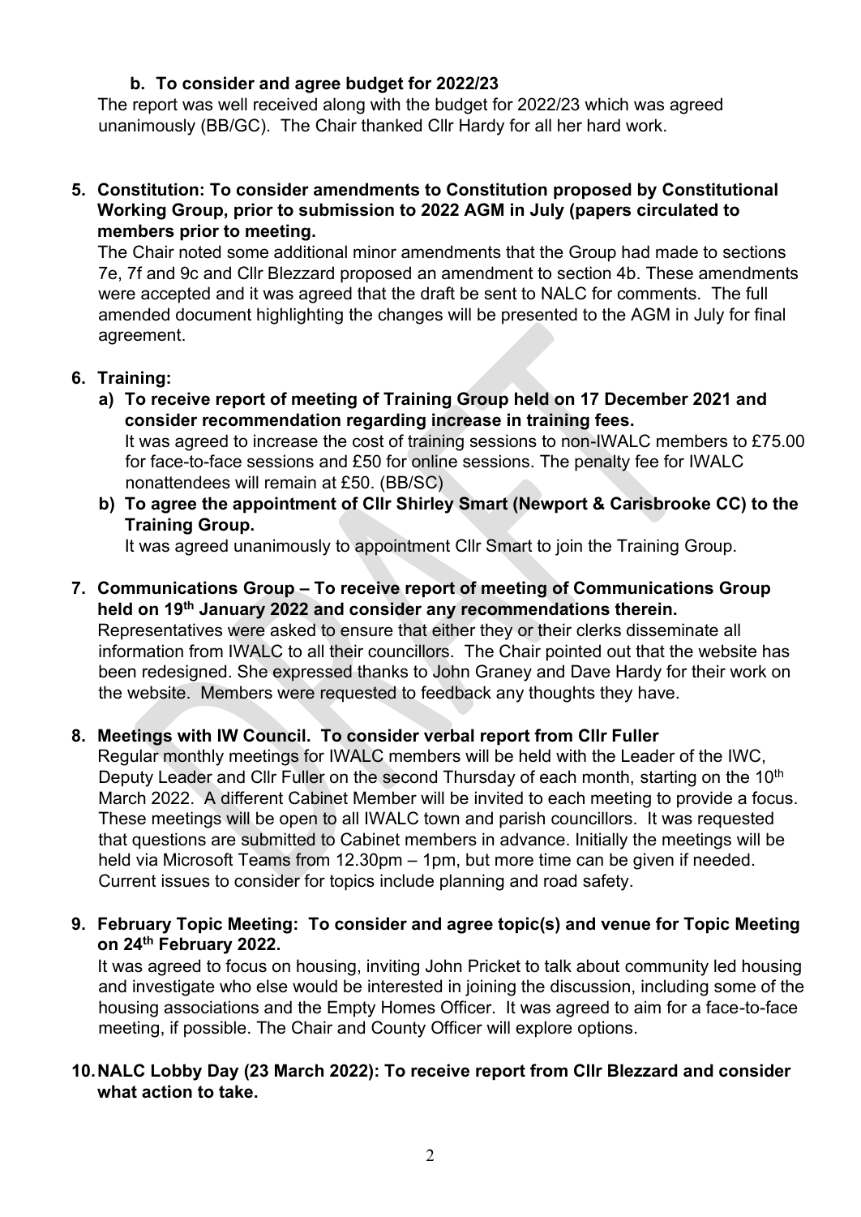**b. To consider and agree budget for 2022/23**

The report was well received along with the budget for 2022/23 which was agreed unanimously (BB/GC). The Chair thanked Cllr Hardy for all her hard work.

**5. Constitution: To consider amendments to Constitution proposed by Constitutional Working Group, prior to submission to 2022 AGM in July (papers circulated to members prior to meeting.**

The Chair noted some additional minor amendments that the Group had made to sections 7e, 7f and 9c and Cllr Blezzard proposed an amendment to section 4b. These amendments were accepted and it was agreed that the draft be sent to NALC for comments. The full amended document highlighting the changes will be presented to the AGM in July for final agreement.

**6. Training:**

**a) To receive report of meeting of Training Group held on 17 December 2021 and consider recommendation regarding increase in training fees.**

It was agreed to increase the cost of training sessions to non-IWALC members to £75.00 for face-to-face sessions and £50 for online sessions. The penalty fee for IWALC nonattendees will remain at £50. (BB/SC)

**b) To agree the appointment of Cllr Shirley Smart (Newport & Carisbrooke CC) to the Training Group.**

It was agreed unanimously to appointment Cllr Smart to join the Training Group.

**7. Communications Group – To receive report of meeting of Communications Group held on 19th January 2022 and consider any recommendations therein.**

Representatives were asked to ensure that either they or their clerks disseminate all information from IWALC to all their councillors. The Chair pointed out that the website has been redesigned. She expressed thanks to John Graney and Dave Hardy for their work on the website. Members were requested to feedback any thoughts they have.

**8. Meetings with IW Council. To consider verbal report from Cllr Fuller**

Regular monthly meetings for IWALC members will be held with the Leader of the IWC, Deputy Leader and Cllr Fuller on the second Thursday of each month, starting on the 10th March 2022. A different Cabinet Member will be invited to each meeting to provide a focus. These meetings will be open to all IWALC town and parish councillors. It was requested that questions are submitted to Cabinet members in advance. Initially the meetings will be held via Microsoft Teams from 12.30pm – 1pm, but more time can be given if needed. Current issues to consider for topics include planning and road safety.

**9. February Topic Meeting: To consider and agree topic(s) and venue for Topic Meeting on 24th February 2022.**

It was agreed to focus on housing, inviting John Pricket to talk about community led housing and investigate who else would be interested in joining the discussion, including some of the housing associations and the Empty Homes Officer. It was agreed to aim for a face-to-face meeting, if possible. The Chair and County Officer will explore options.

**10. NALC Lobby Day (23 March 2022): To receive report from Cllr Blezzard and consider what action to take.**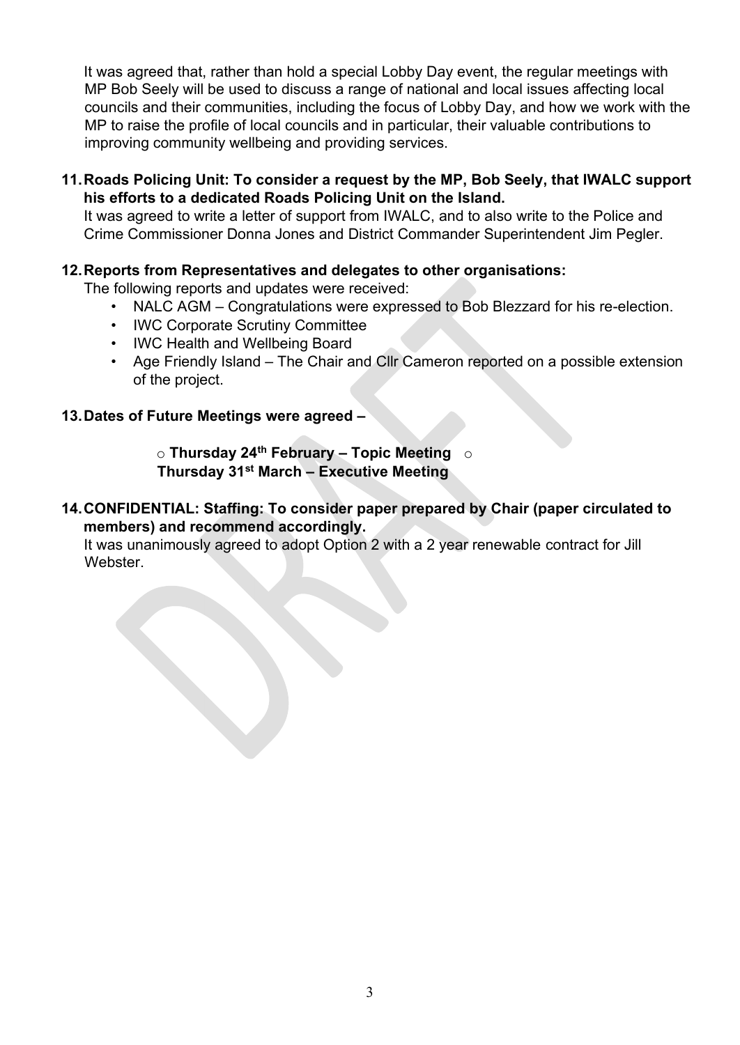It was agreed that, rather than hold a special Lobby Day event, the regular meetings with MP Bob Seely will be used to discuss a range of national and local issues affecting local councils and their communities, including the focus of Lobby Day, and how we work with the MP to raise the profile of local councils and in particular, their valuable contributions to improving community wellbeing and providing services.

**11. Roads Policing Unit: To consider a request by the MP, Bob Seely, that IWALC support his efforts to a dedicated Roads Policing Unit on the Island.**

It was agreed to write a letter of support from IWALC, and to also write to the Police and Crime Commissioner Donna Jones and District Commander Superintendent Jim Pegler.

**12. Reports from Representatives and delegates to other organisations:**

The following reports and updates were received:

- NALC AGM – Congratulations were expressed to Bob Blezzard for his re-election.
- IWC Corporate Scrutiny Committee
- IWC Health and Wellbeing Board
- Age Friendly Island – The Chair and Cllr Cameron reported on a possible extension of the project.

**13. Dates of Future Meetings were agreed –**

- **Thursday 24th February – Topic Meeting**
- **Thursday 31st March – Executive Meeting**

**14. CONFIDENTIAL: Staffing: To consider paper prepared by Chair (paper circulated to members) and recommend accordingly.**

It was unanimously agreed to adopt Option 2 with a 2 year renewable contract for Jill Webster.